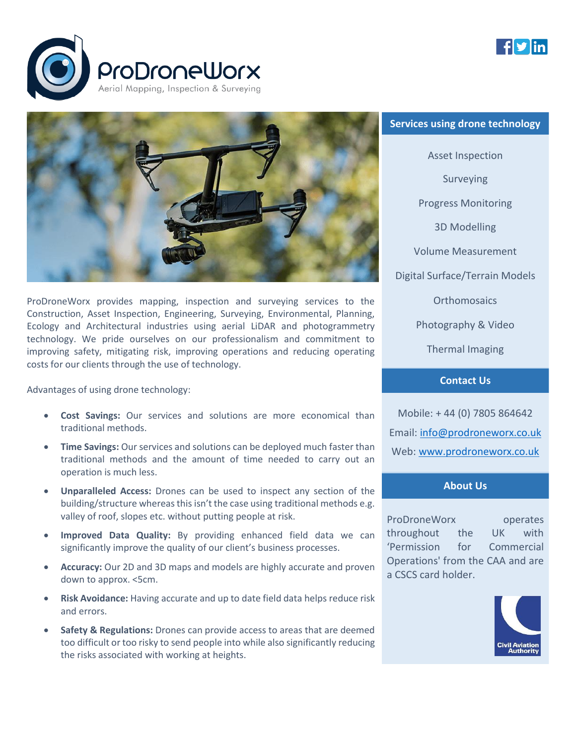# ProDroneWorx

Aerial Mapping, Inspection & Surveying

ProDroneWorx provides mapping, inspection and surveying services to the Construction, Asset Inspection, Engineering, Surveying, Environmental, Planning, Ecology and Architectural industries using aerial LiDAR and photogrammetry technology. We pride ourselves on our professionalism and commitment to improving safety, mitigating risk, improving operations and reducing operating costs for our clients through the use of technology.

Advantages of using drone technology:

- **Cost Savings:** Our services and solutions are more economical than traditional methods.
- **Time Savings:** Our services and solutions can be deployed much faster than traditional methods and the amount of time needed to carry out an operation is much less.
- **Unparalleled Access:** Drones can be used to inspect any section of the building/structure whereas this isn't the case using traditional methods e.g. valley of roof, slopes etc. without putting people at risk.
- **Improved Data Quality:** By providing enhanced field data we can significantly improve the quality of our client's business processes.
- **Accuracy:** Our 2D and 3D maps and models are highly accurate and proven down to approx. <5cm.
- **Risk Avoidance:** Having accurate and up to date field data helps reduce risk and errors.
- **Safety & Regulations:** Drones can provide access to areas that are deemed too difficult or too risky to send people into while also significantly reducing the risks associated with working at heights.

## Services using drone technology

- Asset Inspection
- Surveying
- Progress Monitoring
- 3D Modelling
- Volume Measurement
- Digital Surface/Terrain Models
- Orthomosaics
- Photography & Video
- Thermal Imaging

## Contact Us

Mobile: + 44 (0) 7805 864642

Email: info@prodroneworx.co.uk

Web: www.prodroneworx.co.uk

## About Us

ProDroneWorx operates throughout the UK with 'Permission for Commercial Operations' from the CAA and are a CSCS card holder.

Civil Aviation Authority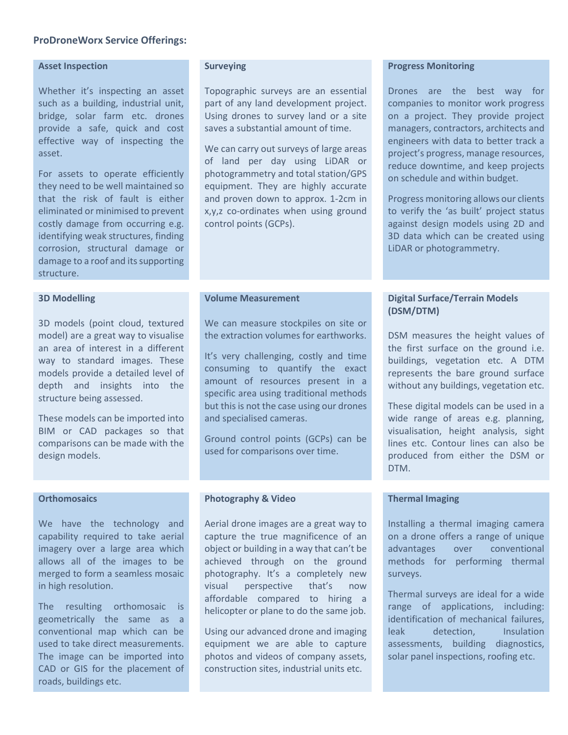**ProDroneWorx Service Offerings:**

### Asset Inspection

Whether it's inspecting an asset such as a building, industrial unit, bridge, solar farm etc. drones provide a safe, quick and cost effective way of inspecting the asset.

For assets to operate efficiently they need to be well maintained so that the risk of fault is either eliminated or minimised to prevent costly damage from occurring e.g. identifying weak structures, finding corrosion, structural damage or damage to a roof and its supporting structure.

### Surveying

Topographic surveys are an essential part of any land development project. Using drones to survey land or a site saves a substantial amount of time.

We can carry out surveys of large areas of land per day using LiDAR or photogrammetry and total station/GPS equipment. They are highly accurate and proven down to approx. 1-2cm in x,y,z co-ordinates when using ground control points (GCPs).

### Progress Monitoring

Drones are the best way for companies to monitor work progress on a project. They provide project managers, contractors, architects and engineers with data to better track a project's progress, manage resources, reduce downtime, and keep projects on schedule and within budget.

Progress monitoring allows our clients to verify the 'as built' project status against design models using 2D and 3D data which can be created using LiDAR or photogrammetry.

### 3D Modelling

3D models (point cloud, textured model) are a great way to visualise an area of interest in a different way to standard images. These models provide a detailed level of depth and insights into the structure being assessed.

These models can be imported into BIM or CAD packages so that comparisons can be made with the design models.

### Volume Measurement

We can measure stockpiles on site or the extraction volumes for earthworks.

It's very challenging, costly and time consuming to quantify the exact amount of resources present in a specific area using traditional methods but this is not the case using our drones and specialised cameras.

Ground control points (GCPs) can be used for comparisons over time.

### Digital Surface/Terrain Models (DSM/DTM)

DSM measures the height values of the first surface on the ground i.e. buildings, vegetation etc. A DTM represents the bare ground surface without any buildings, vegetation etc.

These digital models can be used in a wide range of areas e.g. planning, visualisation, height analysis, sight lines etc. Contour lines can also be produced from either the DSM or DTM.

### Orthomosaics

We have the technology and capability required to take aerial imagery over a large area which allows all of the images to be merged to form a seamless mosaic in high resolution.

The resulting orthomosaic is geometrically the same as a conventional map which can be used to take direct measurements. The image can be imported into CAD or GIS for the placement of roads, buildings etc.

### Photography & Video

Aerial drone images are a great way to capture the true magnificence of an object or building in a way that can't be achieved through on the ground photography. It's a completely new visual perspective that's now affordable compared to hiring a helicopter or plane to do the same job.

Using our advanced drone and imaging equipment we are able to capture photos and videos of company assets, construction sites, industrial units etc.

### Thermal Imaging

Installing a thermal imaging camera on a drone offers a range of unique advantages over conventional methods for performing thermal surveys.

Thermal surveys are ideal for a wide range of applications, including: identification of mechanical failures, leak detection, Insulation assessments, building diagnostics, solar panel inspections, roofing etc.